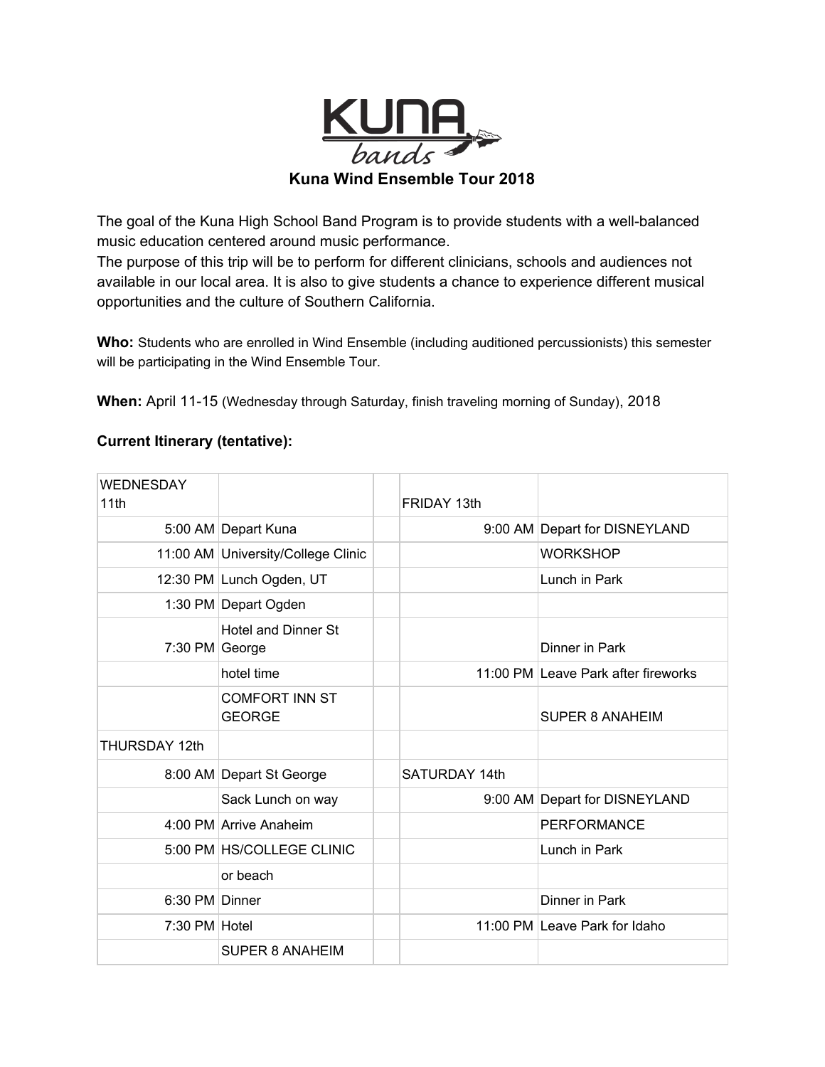# Kuna Wind Ensemble Tour 2018

The goal of the Kuna High School Band Program is to provide students with a well-balanced music education centered around music performance.
The purpose of this trip will be to perform for different clinicians, schools and audiences not available in our local area. It is also to give students a chance to experience different musical opportunities and the culture of Southern California.

**Who:** Students who are enrolled in Wind Ensemble (including auditioned percussionists) this semester will be participating in the Wind Ensemble Tour.

**When:** April 11-15 (Wednesday through Saturday, finish traveling morning of Sunday), 2018

**Current Itinerary (tentative):**

| WEDNESDAY 11th | | | FRIDAY 13th | |
|---|---|---|---|---|
| 5:00 AM | Depart Kuna | | 9:00 AM | Depart for DISNEYLAND |
| 11:00 AM | University/College Clinic | | | WORKSHOP |
| 12:30 PM | Lunch Ogden, UT | | | Lunch in Park |
| 1:30 PM | Depart Ogden | | | |
| 7:30 PM | Hotel and Dinner St George | | | Dinner in Park |
| | hotel time | | 11:00 PM | Leave Park after fireworks |
| | COMFORT INN ST GEORGE | | | SUPER 8 ANAHEIM |
| THURSDAY 12th | | | | |
| 8:00 AM | Depart St George | | SATURDAY 14th | |
| | Sack Lunch on way | | 9:00 AM | Depart for DISNEYLAND |
| 4:00 PM | Arrive Anaheim | | | PERFORMANCE |
| 5:00 PM | HS/COLLEGE CLINIC | | | Lunch in Park |
| | or beach | | | |
| 6:30 PM | Dinner | | | Dinner in Park |
| 7:30 PM | Hotel | | 11:00 PM | Leave Park for Idaho |
| | SUPER 8 ANAHEIM | | | |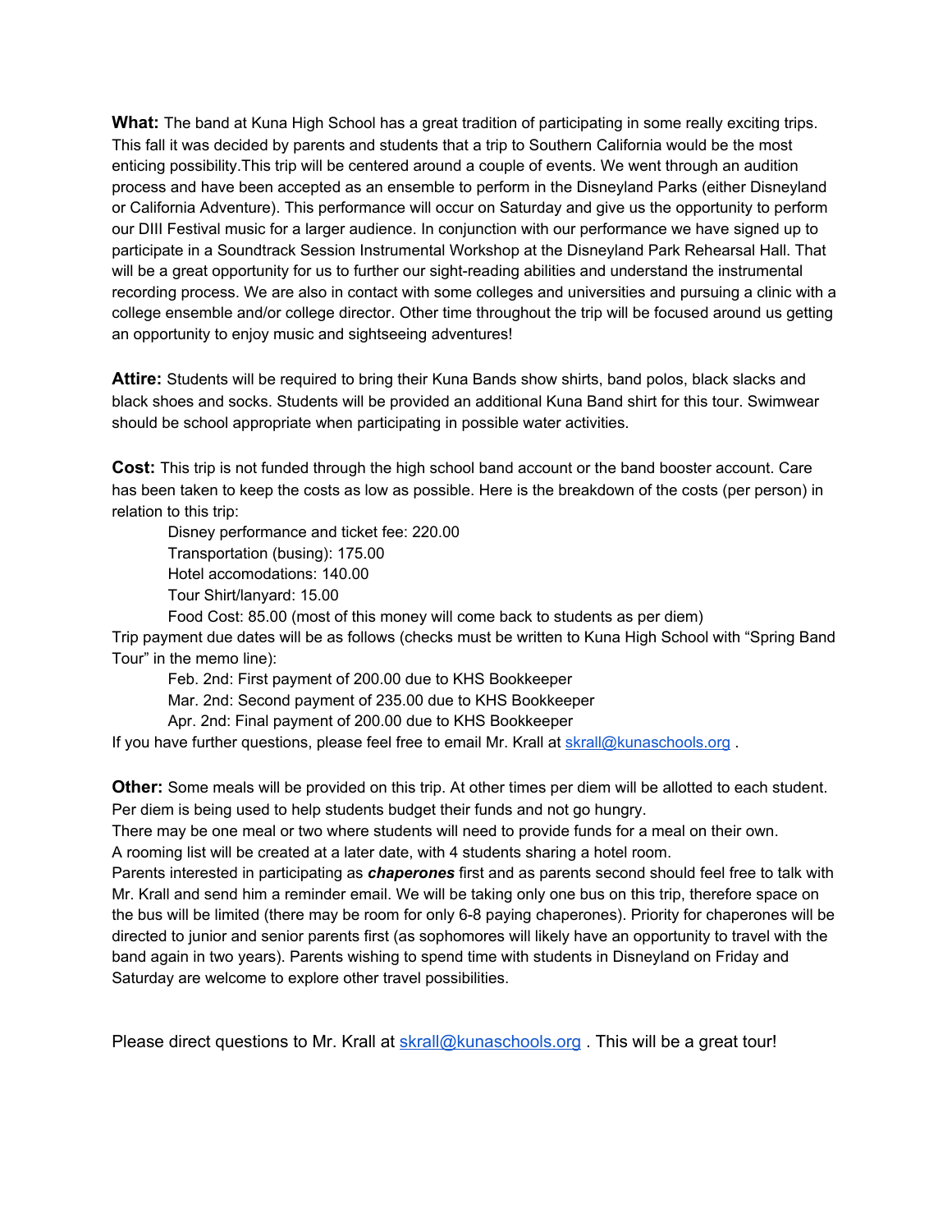**What:** The band at Kuna High School has a great tradition of participating in some really exciting trips. This fall it was decided by parents and students that a trip to Southern California would be the most enticing possibility.This trip will be centered around a couple of events. We went through an audition process and have been accepted as an ensemble to perform in the Disneyland Parks (either Disneyland or California Adventure). This performance will occur on Saturday and give us the opportunity to perform our DIII Festival music for a larger audience. In conjunction with our performance we have signed up to participate in a Soundtrack Session Instrumental Workshop at the Disneyland Park Rehearsal Hall. That will be a great opportunity for us to further our sight-reading abilities and understand the instrumental recording process. We are also in contact with some colleges and universities and pursuing a clinic with a college ensemble and/or college director. Other time throughout the trip will be focused around us getting an opportunity to enjoy music and sightseeing adventures!

**Attire:** Students will be required to bring their Kuna Bands show shirts, band polos, black slacks and black shoes and socks. Students will be provided an additional Kuna Band shirt for this tour. Swimwear should be school appropriate when participating in possible water activities.

**Cost:** This trip is not funded through the high school band account or the band booster account. Care has been taken to keep the costs as low as possible. Here is the breakdown of the costs (per person) in relation to this trip:

- Disney performance and ticket fee: 220.00
- Transportation (busing): 175.00
- Hotel accomodations: 140.00
- Tour Shirt/lanyard: 15.00
- Food Cost: 85.00 (most of this money will come back to students as per diem)

Trip payment due dates will be as follows (checks must be written to Kuna High School with "Spring Band Tour" in the memo line):

- Feb. 2nd: First payment of 200.00 due to KHS Bookkeeper
- Mar. 2nd: Second payment of 235.00 due to KHS Bookkeeper
- Apr. 2nd: Final payment of 200.00 due to KHS Bookkeeper

If you have further questions, please feel free to email Mr. Krall at skrall@kunaschools.org .

**Other:** Some meals will be provided on this trip. At other times per diem will be allotted to each student. Per diem is being used to help students budget their funds and not go hungry.
There may be one meal or two where students will need to provide funds for a meal on their own.
A rooming list will be created at a later date, with 4 students sharing a hotel room.
Parents interested in participating as ***chaperones*** first and as parents second should feel free to talk with Mr. Krall and send him a reminder email. We will be taking only one bus on this trip, therefore space on the bus will be limited (there may be room for only 6-8 paying chaperones). Priority for chaperones will be directed to junior and senior parents first (as sophomores will likely have an opportunity to travel with the band again in two years). Parents wishing to spend time with students in Disneyland on Friday and Saturday are welcome to explore other travel possibilities.

Please direct questions to Mr. Krall at skrall@kunaschools.org . This will be a great tour!